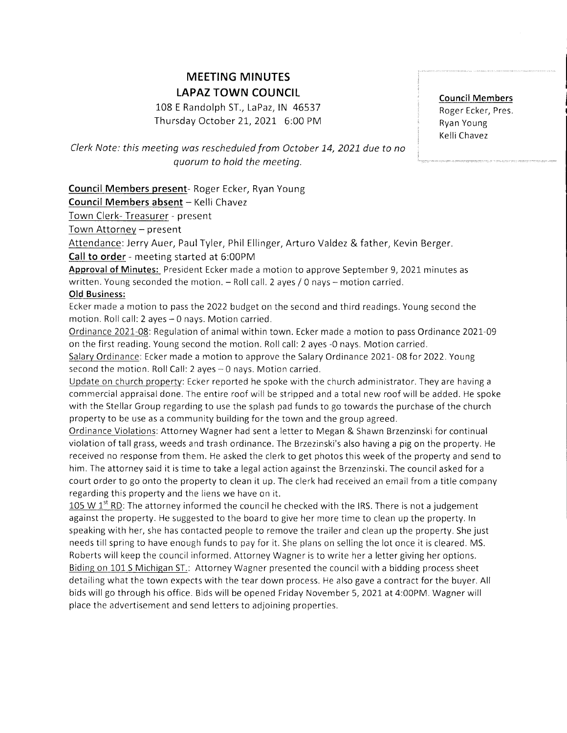# MEETING MINUTES
## LAPAZ TOWN COUNCIL

108 E Randolph ST., LaPaz, IN 46537
Thursday October 21, 2021 6:00 PM

**Council Members**
Roger Ecker, Pres.
Ryan Young
Kelli Chavez

*Clerk Note: this meeting was rescheduled from October 14, 2021 due to no quorum to hold the meeting.*

**Council Members present**- Roger Ecker, Ryan Young

**Council Members absent** – Kelli Chavez

Town Clerk- Treasurer - present

Town Attorney – present

Attendance: Jerry Auer, Paul Tyler, Phil Ellinger, Arturo Valdez & father, Kevin Berger.

**Call to order** - meeting started at 6:00PM

**Approval of Minutes:** President Ecker made a motion to approve September 9, 2021 minutes as written. Young seconded the motion. – Roll call. 2 ayes / 0 nays – motion carried.

**Old Business:**

Ecker made a motion to pass the 2022 budget on the second and third readings. Young second the motion. Roll call: 2 ayes – 0 nays. Motion carried.

Ordinance 2021-08: Regulation of animal within town. Ecker made a motion to pass Ordinance 2021-09 on the first reading. Young second the motion. Roll call: 2 ayes -0 nays. Motion carried.

Salary Ordinance: Ecker made a motion to approve the Salary Ordinance 2021- 08 for 2022. Young second the motion. Roll Call: 2 ayes – 0 nays. Motion carried.

Update on church property: Ecker reported he spoke with the church administrator. They are having a commercial appraisal done. The entire roof will be stripped and a total new roof will be added. He spoke with the Stellar Group regarding to use the splash pad funds to go towards the purchase of the church property to be use as a community building for the town and the group agreed.

Ordinance Violations: Attorney Wagner had sent a letter to Megan & Shawn Brzenzinski for continual violation of tall grass, weeds and trash ordinance. The Brzezinski's also having a pig on the property. He received no response from them. He asked the clerk to get photos this week of the property and send to him. The attorney said it is time to take a legal action against the Brzenzinski. The council asked for a court order to go onto the property to clean it up. The clerk had received an email from a title company regarding this property and the liens we have on it.

105 W 1st RD: The attorney informed the council he checked with the IRS. There is not a judgement against the property. He suggested to the board to give her more time to clean up the property. In speaking with her, she has contacted people to remove the trailer and clean up the property. She just needs till spring to have enough funds to pay for it. She plans on selling the lot once it is cleared. MS. Roberts will keep the council informed. Attorney Wagner is to write her a letter giving her options.

Biding on 101 S Michigan ST.: Attorney Wagner presented the council with a bidding process sheet detailing what the town expects with the tear down process. He also gave a contract for the buyer. All bids will go through his office. Bids will be opened Friday November 5, 2021 at 4:00PM. Wagner will place the advertisement and send letters to adjoining properties.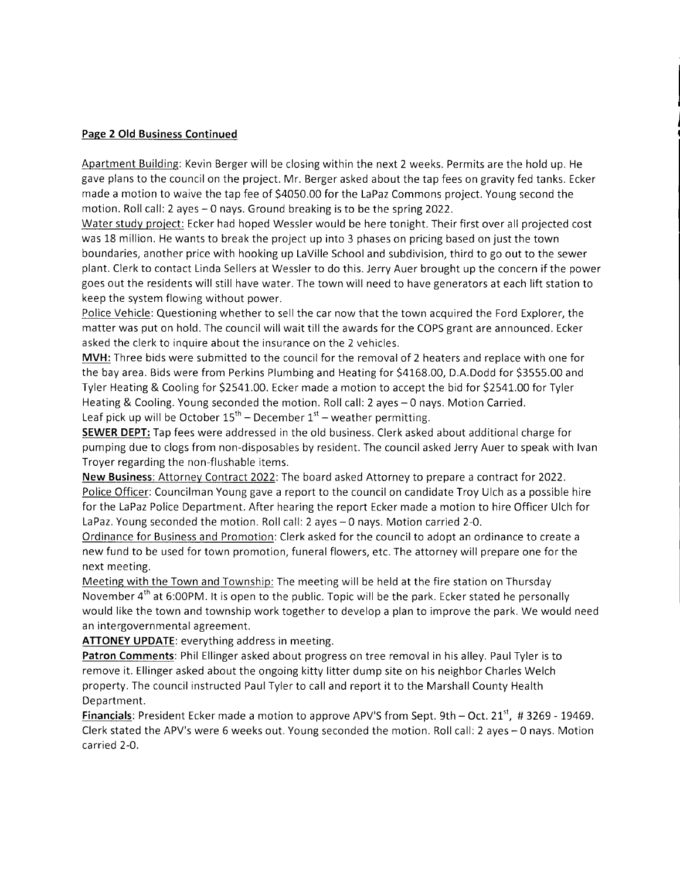**Page 2 Old Business Continued**

Apartment Building: Kevin Berger will be closing within the next 2 weeks. Permits are the hold up. He gave plans to the council on the project. Mr. Berger asked about the tap fees on gravity fed tanks. Ecker made a motion to waive the tap fee of $4050.00 for the LaPaz Commons project. Young second the motion. Roll call: 2 ayes – 0 nays. Ground breaking is to be the spring 2022.

Water study project: Ecker had hoped Wessler would be here tonight. Their first over all projected cost was 18 million. He wants to break the project up into 3 phases on pricing based on just the town boundaries, another price with hooking up LaVille School and subdivision, third to go out to the sewer plant. Clerk to contact Linda Sellers at Wessler to do this. Jerry Auer brought up the concern if the power goes out the residents will still have water. The town will need to have generators at each lift station to keep the system flowing without power.

Police Vehicle: Questioning whether to sell the car now that the town acquired the Ford Explorer, the matter was put on hold. The council will wait till the awards for the COPS grant are announced. Ecker asked the clerk to inquire about the insurance on the 2 vehicles.

**MVH:** Three bids were submitted to the council for the removal of 2 heaters and replace with one for the bay area. Bids were from Perkins Plumbing and Heating for $4168.00, D.A.Dodd for $3555.00 and Tyler Heating & Cooling for $2541.00. Ecker made a motion to accept the bid for $2541.00 for Tyler Heating & Cooling. Young seconded the motion. Roll call: 2 ayes – 0 nays. Motion Carried.

Leaf pick up will be October 15th – December 1st – weather permitting.

**SEWER DEPT:** Tap fees were addressed in the old business. Clerk asked about additional charge for pumping due to clogs from non-disposables by resident. The council asked Jerry Auer to speak with Ivan Troyer regarding the non-flushable items.

**New Business**: Attorney Contract 2022: The board asked Attorney to prepare a contract for 2022.

Police Officer: Councilman Young gave a report to the council on candidate Troy Ulch as a possible hire for the LaPaz Police Department. After hearing the report Ecker made a motion to hire Officer Ulch for LaPaz. Young seconded the motion. Roll call: 2 ayes – 0 nays. Motion carried 2-0.

Ordinance for Business and Promotion: Clerk asked for the council to adopt an ordinance to create a new fund to be used for town promotion, funeral flowers, etc. The attorney will prepare one for the next meeting.

Meeting with the Town and Township: The meeting will be held at the fire station on Thursday November 4th at 6:00PM. It is open to the public. Topic will be the park. Ecker stated he personally would like the town and township work together to develop a plan to improve the park. We would need an intergovernmental agreement.

**ATTONEY UPDATE**: everything address in meeting.

**Patron Comments**: Phil Ellinger asked about progress on tree removal in his alley. Paul Tyler is to remove it. Ellinger asked about the ongoing kitty litter dump site on his neighbor Charles Welch property. The council instructed Paul Tyler to call and report it to the Marshall County Health Department.

**Financials**: President Ecker made a motion to approve APV'S from Sept. 9th – Oct. 21st, # 3269 - 19469. Clerk stated the APV's were 6 weeks out. Young seconded the motion. Roll call: 2 ayes – 0 nays. Motion carried 2-0.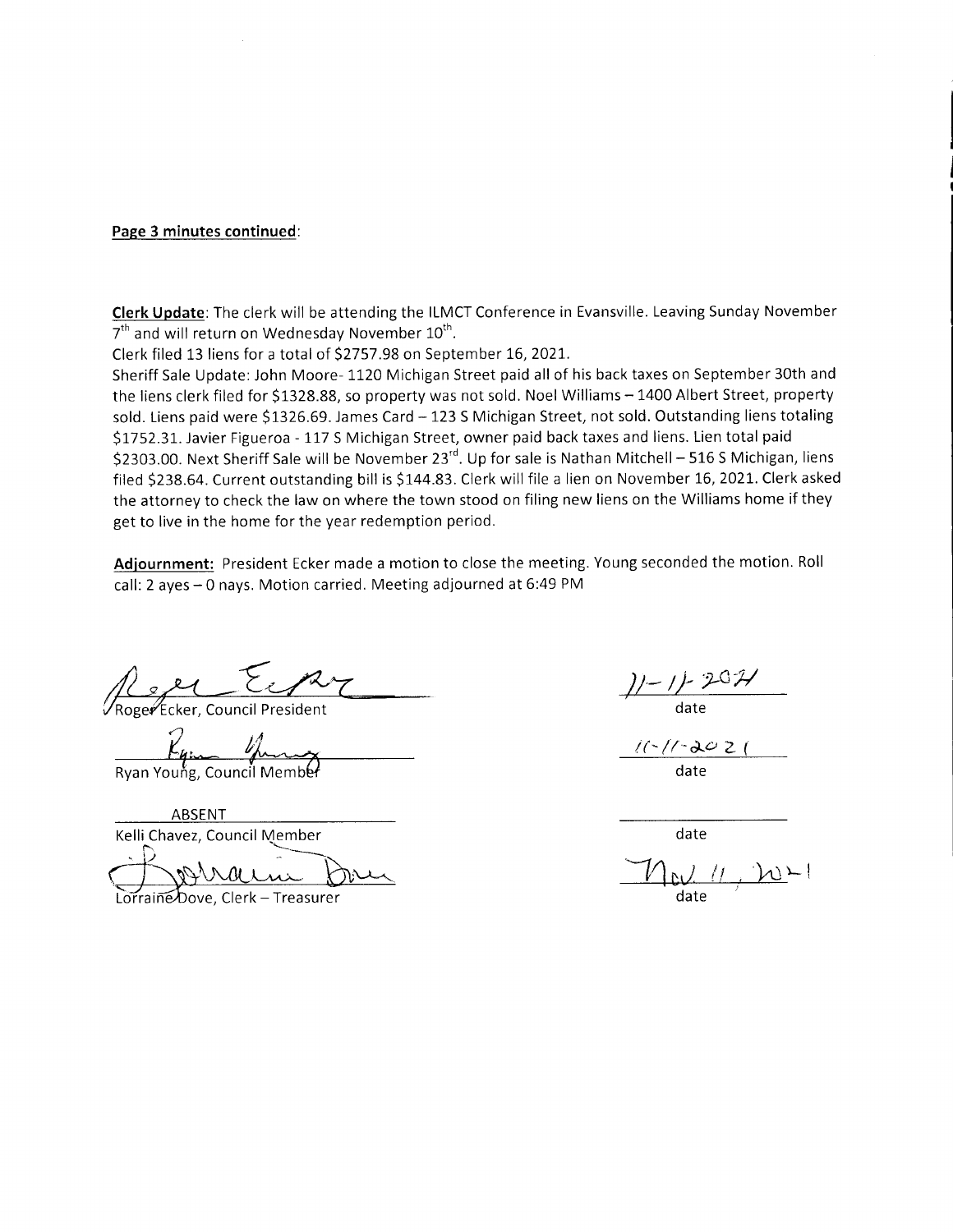**Page 3 minutes continued**:

**Clerk Update**: The clerk will be attending the ILMCT Conference in Evansville. Leaving Sunday November 7th and will return on Wednesday November 10th.

Clerk filed 13 liens for a total of $2757.98 on September 16, 2021.

Sheriff Sale Update: John Moore- 1120 Michigan Street paid all of his back taxes on September 30th and the liens clerk filed for $1328.88, so property was not sold. Noel Williams – 1400 Albert Street, property sold. Liens paid were $1326.69. James Card – 123 S Michigan Street, not sold. Outstanding liens totaling $1752.31. Javier Figueroa - 117 S Michigan Street, owner paid back taxes and liens. Lien total paid $2303.00. Next Sheriff Sale will be November 23rd. Up for sale is Nathan Mitchell – 516 S Michigan, liens filed $238.64. Current outstanding bill is $144.83. Clerk will file a lien on November 16, 2021. Clerk asked the attorney to check the law on where the town stood on filing new liens on the Williams home if they get to live in the home for the year redemption period.

**Adjournment:** President Ecker made a motion to close the meeting. Young seconded the motion. Roll call: 2 ayes – 0 nays. Motion carried. Meeting adjourned at 6:49 PM

| | |
|---|---|
| Roger Ecker, Council President | 11-11-2021 date |
| Ryan Young, Council Member | 11-11-2021 date |
| ABSENT Kelli Chavez, Council Member | date |
| Lorraine Dove, Clerk – Treasurer | Nov 11, 2021 date |